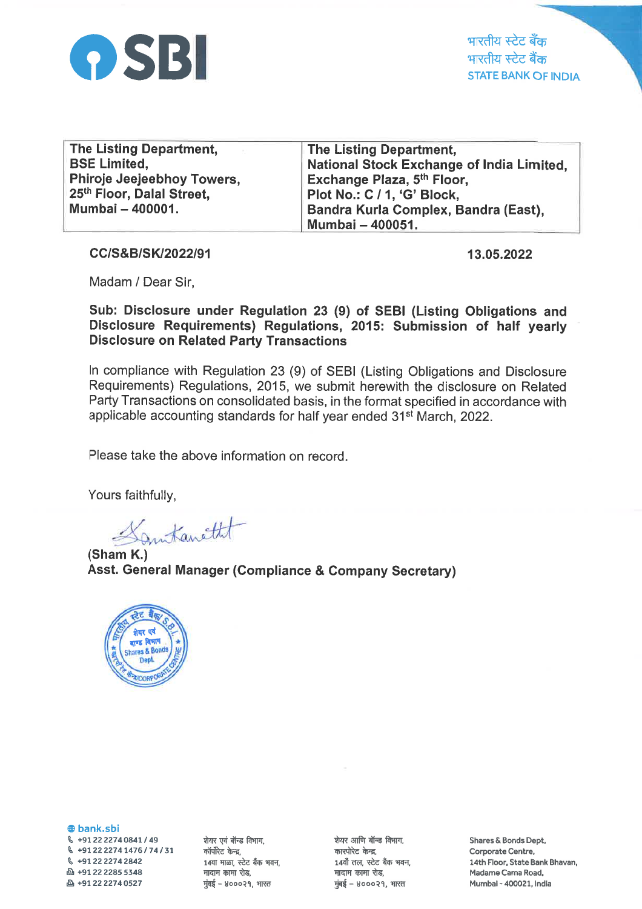**SBI**

भारतीय स्टेट बैंक
भारतीय स्टेट बैंक
STATE BANK OF INDIA

| The Listing Department, BSE Limited, Phiroje Jeejeebhoy Towers, 25th Floor, Dalal Street, Mumbai – 400001. | The Listing Department, National Stock Exchange of India Limited, Exchange Plaza, 5th Floor, Plot No.: C / 1, 'G' Block, Bandra Kurla Complex, Bandra (East), Mumbai – 400051. |
|---|---|

**CC/S&B/SK/2022/91** **13.05.2022**

Madam / Dear Sir,

**Sub: Disclosure under Regulation 23 (9) of SEBI (Listing Obligations and Disclosure Requirements) Regulations, 2015: Submission of half yearly Disclosure on Related Party Transactions**

In compliance with Regulation 23 (9) of SEBI (Listing Obligations and Disclosure Requirements) Regulations, 2015, we submit herewith the disclosure on Related Party Transactions on consolidated basis, in the format specified in accordance with applicable accounting standards for half year ended 31st March, 2022.

Please take the above information on record.

Yours faithfully,

**(Sham K.)**
**Asst. General Manager (Compliance & Company Secretary)**

bank.sbi
+91 22 2274 0841 / 49
+91 22 2274 1476 / 74 / 31
+91 22 2274 2842
+91 22 2285 5348
+91 22 2274 0527

शेयर एवं बॉन्ड विभाग,
कॉर्पोरेट केन्द्र,
14वा माळा, स्टेट बैंक भवन,
मादाम कामा रोड,
मुंबई - ४०००२१, भारत

शेयर आणि बॉन्ड विभाग,
कारपोरेट केन्द्र,
14वाँ तल, स्टेट बैंक भवन,
मादाम कामा रोड,
मुंबई - ४०००२१, भारत

Shares & Bonds Dept,
Corporate Centre,
14th Floor, State Bank Bhavan,
Madame Cama Road,
Mumbai - 400021, India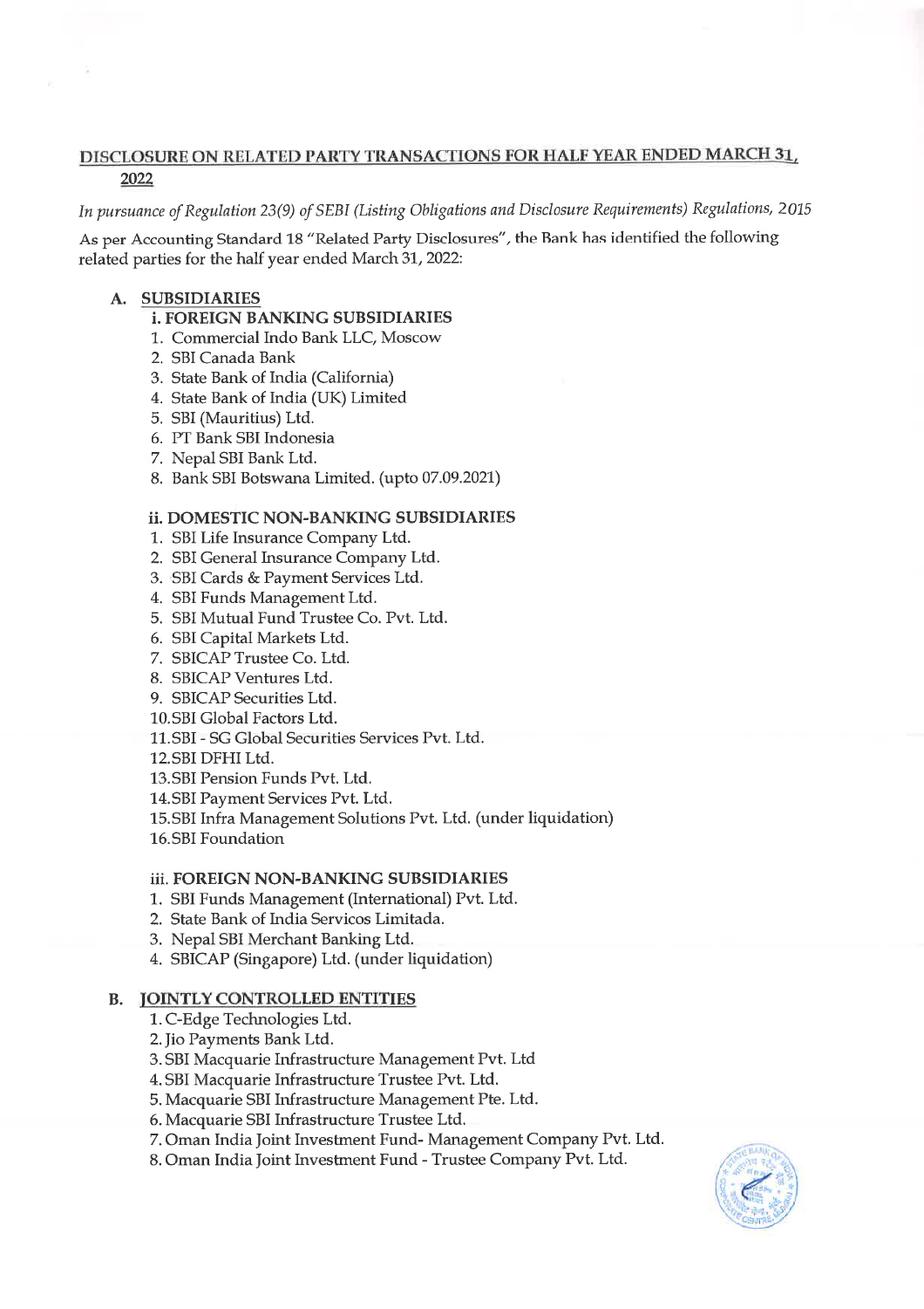## DISCLOSURE ON RELATED PARTY TRANSACTIONS FOR HALF YEAR ENDED MARCH 31, 2022

*In pursuance of Regulation 23(9) of SEBI (Listing Obligations and Disclosure Requirements) Regulations, 2015*

As per Accounting Standard 18 "Related Party Disclosures", the Bank has identified the following related parties for the half year ended March 31, 2022:

### A. SUBSIDIARIES

**i. FOREIGN BANKING SUBSIDIARIES**

1. Commercial Indo Bank LLC, Moscow
2. SBI Canada Bank
3. State Bank of India (California)
4. State Bank of India (UK) Limited
5. SBI (Mauritius) Ltd.
6. PT Bank SBI Indonesia
7. Nepal SBI Bank Ltd.
8. Bank SBI Botswana Limited. (upto 07.09.2021)

**ii. DOMESTIC NON-BANKING SUBSIDIARIES**

1. SBI Life Insurance Company Ltd.
2. SBI General Insurance Company Ltd.
3. SBI Cards & Payment Services Ltd.
4. SBI Funds Management Ltd.
5. SBI Mutual Fund Trustee Co. Pvt. Ltd.
6. SBI Capital Markets Ltd.
7. SBICAP Trustee Co. Ltd.
8. SBICAP Ventures Ltd.
9. SBICAP Securities Ltd.
10. SBI Global Factors Ltd.
11. SBI - SG Global Securities Services Pvt. Ltd.
12. SBI DFHI Ltd.
13. SBI Pension Funds Pvt. Ltd.
14. SBI Payment Services Pvt. Ltd.
15. SBI Infra Management Solutions Pvt. Ltd. (under liquidation)
16. SBI Foundation

**iii. FOREIGN NON-BANKING SUBSIDIARIES**

1. SBI Funds Management (International) Pvt. Ltd.
2. State Bank of India Servicos Limitada.
3. Nepal SBI Merchant Banking Ltd.
4. SBICAP (Singapore) Ltd. (under liquidation)

### B. JOINTLY CONTROLLED ENTITIES

1. C-Edge Technologies Ltd.
2. Jio Payments Bank Ltd.
3. SBI Macquarie Infrastructure Management Pvt. Ltd
4. SBI Macquarie Infrastructure Trustee Pvt. Ltd.
5. Macquarie SBI Infrastructure Management Pte. Ltd.
6. Macquarie SBI Infrastructure Trustee Ltd.
7. Oman India Joint Investment Fund- Management Company Pvt. Ltd.
8. Oman India Joint Investment Fund - Trustee Company Pvt. Ltd.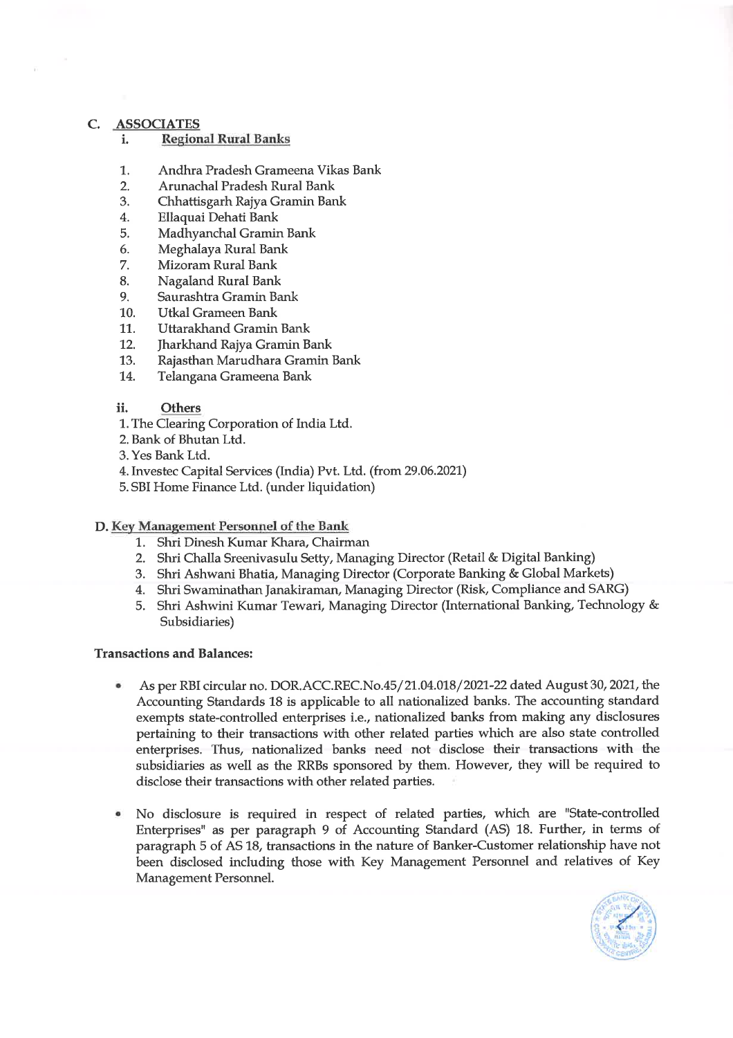## C. ASSOCIATES

### i. Regional Rural Banks

1. Andhra Pradesh Grameena Vikas Bank
2. Arunachal Pradesh Rural Bank
3. Chhattisgarh Rajya Gramin Bank
4. Ellaquai Dehati Bank
5. Madhyanchal Gramin Bank
6. Meghalaya Rural Bank
7. Mizoram Rural Bank
8. Nagaland Rural Bank
9. Saurashtra Gramin Bank
10. Utkal Grameen Bank
11. Uttarakhand Gramin Bank
12. Jharkhand Rajya Gramin Bank
13. Rajasthan Marudhara Gramin Bank
14. Telangana Grameena Bank

### ii. Others

1. The Clearing Corporation of India Ltd.
2. Bank of Bhutan Ltd.
3. Yes Bank Ltd.
4. Investec Capital Services (India) Pvt. Ltd. (from 29.06.2021)
5. SBI Home Finance Ltd. (under liquidation)

## D. Key Management Personnel of the Bank

1. Shri Dinesh Kumar Khara, Chairman
2. Shri Challa Sreenivasulu Setty, Managing Director (Retail & Digital Banking)
3. Shri Ashwani Bhatia, Managing Director (Corporate Banking & Global Markets)
4. Shri Swaminathan Janakiraman, Managing Director (Risk, Compliance and SARG)
5. Shri Ashwini Kumar Tewari, Managing Director (International Banking, Technology & Subsidiaries)

**Transactions and Balances:**

- As per RBI circular no. DOR.ACC.REC.No.45/21.04.018/2021-22 dated August 30, 2021, the Accounting Standards 18 is applicable to all nationalized banks. The accounting standard exempts state-controlled enterprises i.e., nationalized banks from making any disclosures pertaining to their transactions with other related parties which are also state controlled enterprises. Thus, nationalized banks need not disclose their transactions with the subsidiaries as well as the RRBs sponsored by them. However, they will be required to disclose their transactions with other related parties.

- No disclosure is required in respect of related parties, which are "State-controlled Enterprises" as per paragraph 9 of Accounting Standard (AS) 18. Further, in terms of paragraph 5 of AS 18, transactions in the nature of Banker-Customer relationship have not been disclosed including those with Key Management Personnel and relatives of Key Management Personnel.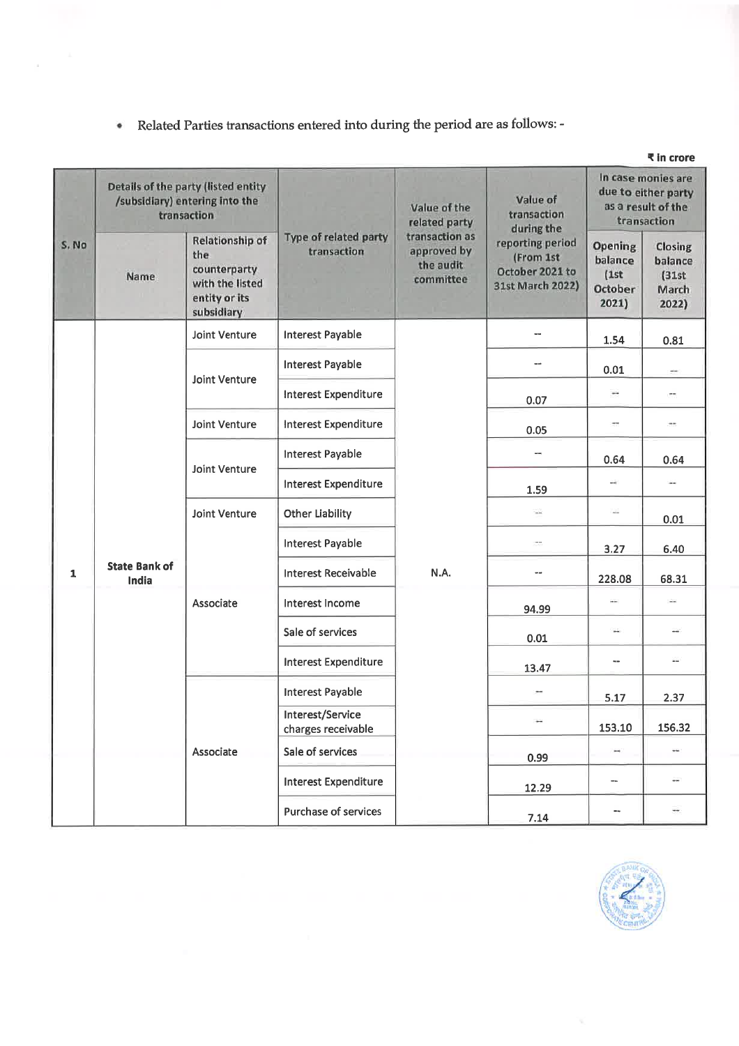- Related Parties transactions entered into during the period are as follows: -

₹ in crore

| S. No | Details of the party (listed entity /subsidiary) entering into the transaction | | Type of related party transaction | Value of the related party transaction as approved by the audit committee | Value of transaction during the reporting period (From 1st October 2021 to 31st March 2022) | In case monies are due to either party as a result of the transaction | |
|---|---|---|---|---|---|---|---|
| | Name | Relationship of the counterparty with the listed entity or its subsidiary | | | | Opening balance (1st October 2021) | Closing balance (31st March 2022) |
| 1 | State Bank of India | Joint Venture | Interest Payable | N.A. | -- | 1.54 | 0.81 |
| | | Joint Venture | Interest Payable | | -- | 0.01 | -- |
| | | | Interest Expenditure | | 0.07 | -- | -- |
| | | Joint Venture | Interest Expenditure | | 0.05 | -- | -- |
| | | Joint Venture | Interest Payable | | -- | 0.64 | 0.64 |
| | | | Interest Expenditure | | 1.59 | -- | -- |
| | | Joint Venture | Other Liability | | -- | -- | 0.01 |
| | | Associate | Interest Payable | | -- | 3.27 | 6.40 |
| | | | Interest Receivable | | -- | 228.08 | 68.31 |
| | | | Interest Income | | 94.99 | -- | -- |
| | | | Sale of services | | 0.01 | -- | -- |
| | | | Interest Expenditure | | 13.47 | -- | -- |
| | | Associate | Interest Payable | | -- | 5.17 | 2.37 |
| | | | Interest/Service charges receivable | | -- | 153.10 | 156.32 |
| | | | Sale of services | | 0.99 | -- | -- |
| | | | Interest Expenditure | | 12.29 | -- | -- |
| | | | Purchase of services | | 7.14 | -- | -- |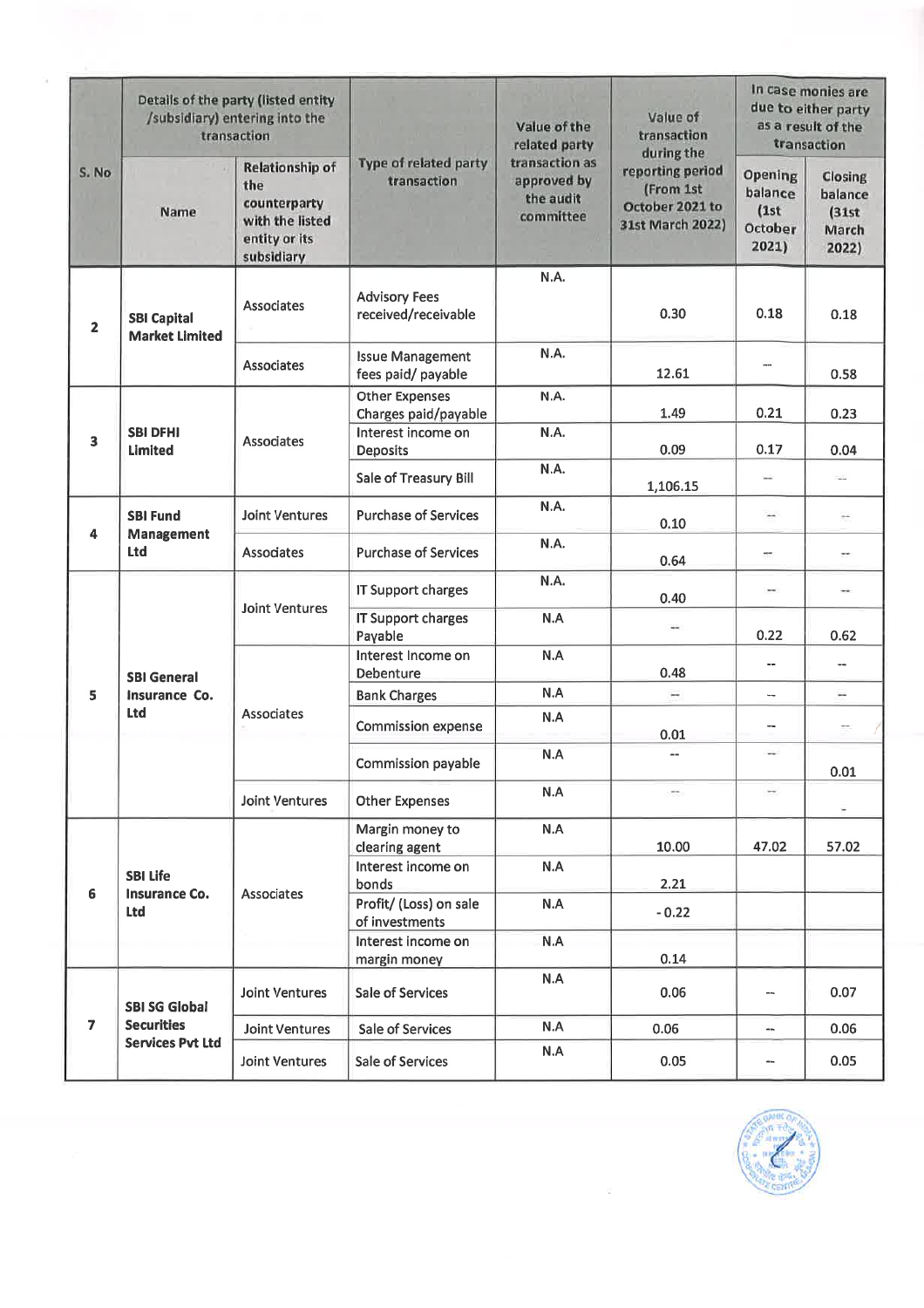| S. No | Details of the party (listed entity /subsidiary) entering into the transaction | | Type of related party transaction | Value of the related party transaction as approved by the audit committee | Value of transaction during the reporting period (From 1st October 2021 to 31st March 2022) | In case monies are due to either party as a result of the transaction | |
|---|---|---|---|---|---|---|---|
| | Name | Relationship of the counterparty with the listed entity or its subsidiary | | | | Opening balance (1st October 2021) | Closing balance (31st March 2022) |
| 2 | SBI Capital Market Limited | Associates | Advisory Fees received/receivable | N.A. | 0.30 | 0.18 | 0.18 |
| | | Associates | Issue Management fees paid/ payable | N.A. | 12.61 | -- | 0.58 |
| 3 | SBI DFHI Limited | Associates | Other Expenses Charges paid/payable | N.A. | 1.49 | 0.21 | 0.23 |
| | | | Interest income on Deposits | N.A. | 0.09 | 0.17 | 0.04 |
| | | | Sale of Treasury Bill | N.A. | 1,106.15 | -- | -- |
| 4 | SBI Fund Management Ltd | Joint Ventures | Purchase of Services | N.A. | 0.10 | -- | -- |
| | | Associates | Purchase of Services | N.A. | 0.64 | -- | -- |
| 5 | SBI General Insurance Co. Ltd | Joint Ventures | IT Support charges | N.A. | 0.40 | -- | -- |
| | | | IT Support charges Payable | N.A | -- | 0.22 | 0.62 |
| | | Associates | Interest Income on Debenture | N.A | 0.48 | -- | -- |
| | | | Bank Charges | N.A | -- | -- | -- |
| | | | Commission expense | N.A | 0.01 | -- | -- |
| | | | Commission payable | N.A | -- | -- | 0.01 |
| | | Joint Ventures | Other Expenses | N.A | -- | -- | - |
| 6 | SBI Life Insurance Co. Ltd | Associates | Margin money to clearing agent | N.A | 10.00 | 47.02 | 57.02 |
| | | | Interest income on bonds | N.A | 2.21 | | |
| | | | Profit/ (Loss) on sale of investments | N.A | - 0.22 | | |
| | | | Interest income on margin money | N.A | 0.14 | | |
| 7 | SBI SG Global Securities Services Pvt Ltd | Joint Ventures | Sale of Services | N.A | 0.06 | -- | 0.07 |
| | | Joint Ventures | Sale of Services | N.A | 0.06 | -- | 0.06 |
| | | Joint Ventures | Sale of Services | N.A | 0.05 | -- | 0.05 |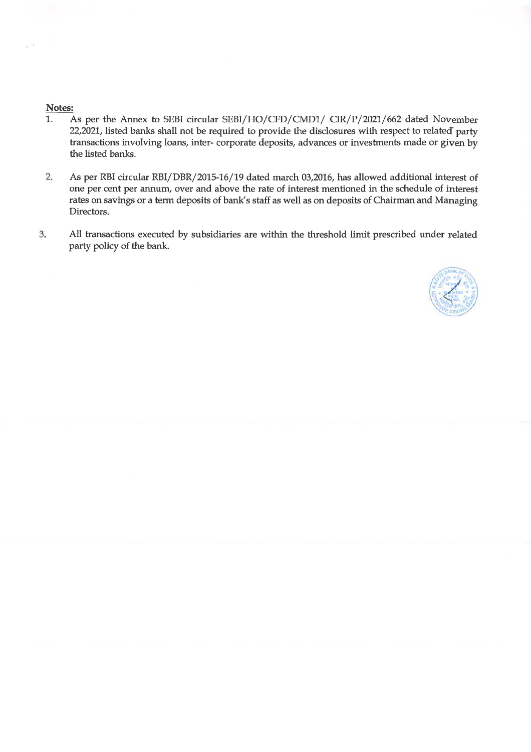**Notes:**

1. As per the Annex to SEBI circular SEBI/HO/CFD/CMD1/ CIR/P/2021/662 dated November 22,2021, listed banks shall not be required to provide the disclosures with respect to related party transactions involving loans, inter- corporate deposits, advances or investments made or given by the listed banks.

2. As per RBI circular RBI/DBR/2015-16/19 dated march 03,2016, has allowed additional interest of one per cent per annum, over and above the rate of interest mentioned in the schedule of interest rates on savings or a term deposits of bank's staff as well as on deposits of Chairman and Managing Directors.

3. All transactions executed by subsidiaries are within the threshold limit prescribed under related party policy of the bank.